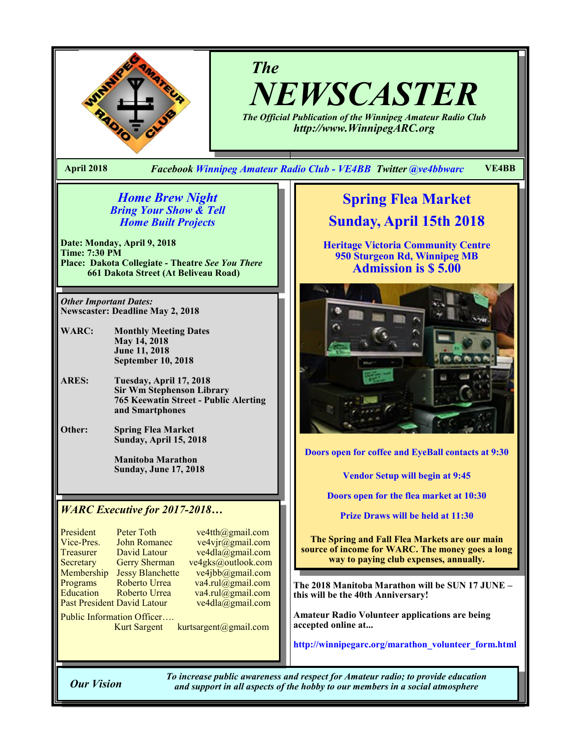# The NEWSCASTER

*The Official Publication of the Winnipeg Amateur Radio Club*
*http://www.WinnipegARC.org*

**April 2018** *Facebook Winnipeg Amateur Radio Club - VE4BB* *Twitter @ve4bbwarc* **VE4BB**

## *Home Brew Night*
### *Bring Your Show & Tell*
### *Home Built Projects*

**Date: Monday, April 9, 2018**
**Time: 7:30 PM**
**Place: Dakota Collegiate - Theatre** ***See You There***
**661 Dakota Street (At Beliveau Road)**

***Other Important Dates:***
**Newscaster: Deadline May 2, 2018**

**WARC:** **Monthly Meeting Dates**
**May 14, 2018**
**June 11, 2018**
**September 10, 2018**

**ARES:** **Tuesday, April 17, 2018**
**Sir Wm Stephenson Library**
**765 Keewatin Street - Public Alerting and Smartphones**

**Other:** **Spring Flea Market**
**Sunday, April 15, 2018**

**Manitoba Marathon**
**Sunday, June 17, 2018**

### *WARC Executive for 2017-2018…*

| | | |
|---|---|---|
| President | Peter Toth | ve4tth@gmail.com |
| Vice-Pres. | John Romanec | ve4vjr@gmail.com |
| Treasurer | David Latour | ve4dla@gmail.com |
| Secretary | Gerry Sherman | ve4gks@outlook.com |
| Membership | Jessy Blanchette | ve4jbb@gmail.com |
| Programs | Roberto Urrea | va4.rul@gmail.com |
| Education | Roberto Urrea | va4.rul@gmail.com |
| Past President | David Latour | ve4dla@gmail.com |

Public Information Officer….
Kurt Sargent kurtsargent@gmail.com

## Spring Flea Market
## Sunday, April 15th 2018

**Heritage Victoria Community Centre**
**950 Sturgeon Rd, Winnipeg MB**
**Admission is $ 5.00**

**Doors open for coffee and EyeBall contacts at 9:30**

**Vendor Setup will begin at 9:45**

**Doors open for the flea market at 10:30**

**Prize Draws will be held at 11:30**

**The Spring and Fall Flea Markets are our main source of income for WARC. The money goes a long way to paying club expenses, annually.**

**The 2018 Manitoba Marathon will be SUN 17 JUNE – this will be the 40th Anniversary!**

**Amateur Radio Volunteer applications are being accepted online at...**

**http://winnipegarc.org/marathon_volunteer_form.html**

***Our Vision*** ***To increase public awareness and respect for Amateur radio; to provide education and support in all aspects of the hobby to our members in a social atmosphere***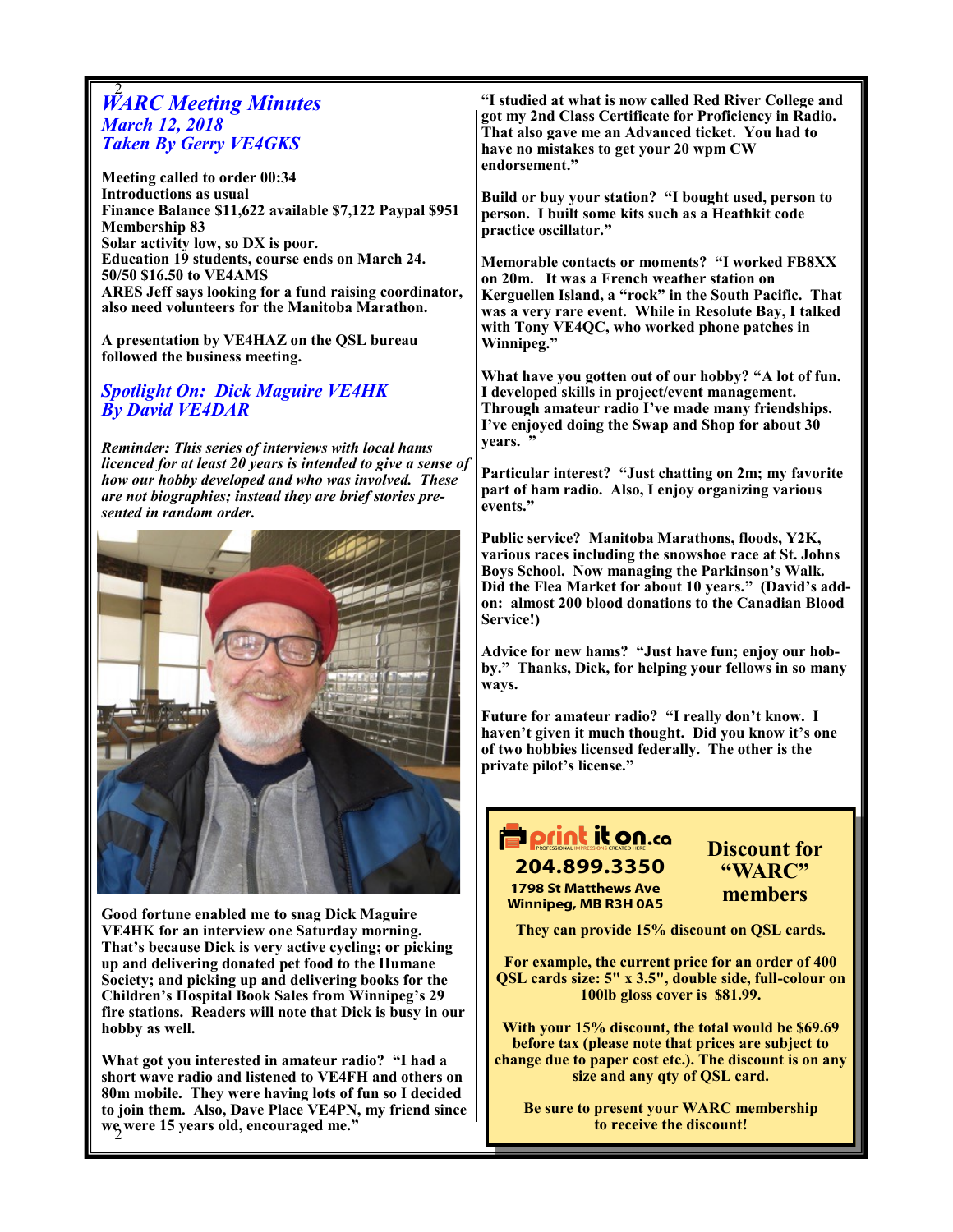## WARC Meeting Minutes

### March 12, 2018

### Taken By Gerry VE4GKS

**Meeting called to order 00:34**
**Introductions as usual**
**Finance Balance $11,622 available $7,122 Paypal $951**
**Membership 83**
**Solar activity low, so DX is poor.**
**Education 19 students, course ends on March 24.**
**50/50 $16.50 to VE4AMS**
**ARES Jeff says looking for a fund raising coordinator, also need volunteers for the Manitoba Marathon.**

**A presentation by VE4HAZ on the QSL bureau followed the business meeting.**

## Spotlight On: Dick Maguire VE4HK

### By David VE4DAR

***Reminder: This series of interviews with local hams licenced for at least 20 years is intended to give a sense of how our hobby developed and who was involved. These are not biographies; instead they are brief stories presented in random order.***

**Good fortune enabled me to snag Dick Maguire VE4HK for an interview one Saturday morning. That's because Dick is very active cycling; or picking up and delivering donated pet food to the Humane Society; and picking up and delivering books for the Children's Hospital Book Sales from Winnipeg's 29 fire stations. Readers will note that Dick is busy in our hobby as well.**

**What got you interested in amateur radio? "I had a short wave radio and listened to VE4FH and others on 80m mobile. They were having lots of fun so I decided to join them. Also, Dave Place VE4PN, my friend since we were 15 years old, encouraged me."**

**"I studied at what is now called Red River College and got my 2nd Class Certificate for Proficiency in Radio. That also gave me an Advanced ticket. You had to have no mistakes to get your 20 wpm CW endorsement."**

**Build or buy your station? "I bought used, person to person. I built some kits such as a Heathkit code practice oscillator."**

**Memorable contacts or moments? "I worked FB8XX on 20m. It was a French weather station on Kerguellen Island, a "rock" in the South Pacific. That was a very rare event. While in Resolute Bay, I talked with Tony VE4QC, who worked phone patches in Winnipeg."**

**What have you gotten out of our hobby? "A lot of fun. I developed skills in project/event management. Through amateur radio I've made many friendships. I've enjoyed doing the Swap and Shop for about 30 years. "**

**Particular interest? "Just chatting on 2m; my favorite part of ham radio. Also, I enjoy organizing various events."**

**Public service? Manitoba Marathons, floods, Y2K, various races including the snowshoe race at St. Johns Boys School. Now managing the Parkinson's Walk. Did the Flea Market for about 10 years." (David's add-on: almost 200 blood donations to the Canadian Blood Service!)**

**Advice for new hams? "Just have fun; enjoy our hobby." Thanks, Dick, for helping your fellows in so many ways.**

**Future for amateur radio? "I really don't know. I haven't given it much thought. Did you know it's one of two hobbies licensed federally. The other is the private pilot's license."**

---

**print it on.ca**
PROFESSIONAL IMPRESSIONS CREATED HERE
**204.899.3350**
**1798 St Matthews Ave**
**Winnipeg, MB R3H 0A5**

**Discount for "WARC" members**

**They can provide 15% discount on QSL cards.**

**For example, the current price for an order of 400 QSL cards size: 5" x 3.5", double side, full-colour on 100lb gloss cover is $81.99.**

**With your 15% discount, the total would be $69.69 before tax (please note that prices are subject to change due to paper cost etc.). The discount is on any size and any qty of QSL card.**

**Be sure to present your WARC membership to receive the discount!**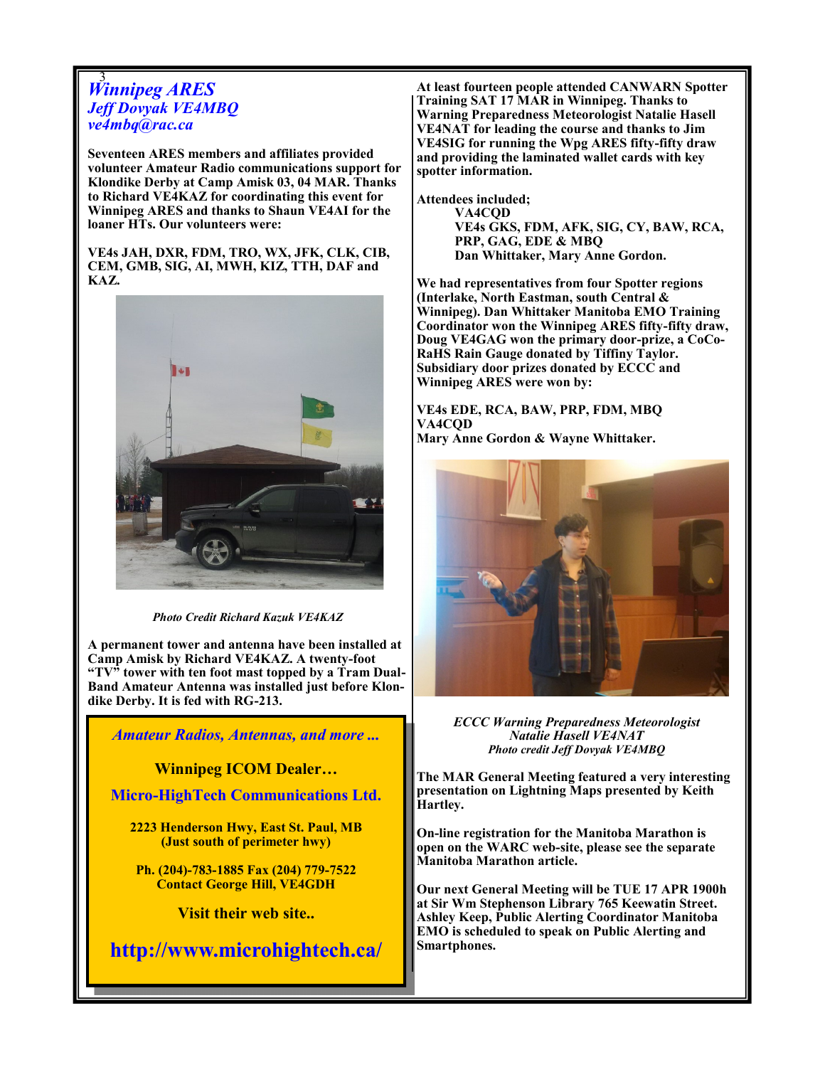# *Winnipeg ARES*

## *Jeff Dovyak VE4MBQ*

*ve4mbq@rac.ca*

**Seventeen ARES members and affiliates provided volunteer Amateur Radio communications support for Klondike Derby at Camp Amisk 03, 04 MAR. Thanks to Richard VE4KAZ for coordinating this event for Winnipeg ARES and thanks to Shaun VE4AI for the loaner HTs. Our volunteers were:**

**VE4s JAH, DXR, FDM, TRO, WX, JFK, CLK, CIB, CEM, GMB, SIG, AI, MWH, KIZ, TTH, DAF and KAZ.**

*Photo Credit Richard Kazuk VE4KAZ*

**A permanent tower and antenna have been installed at Camp Amisk by Richard VE4KAZ. A twenty-foot "TV" tower with ten foot mast topped by a Tram Dual-Band Amateur Antenna was installed just before Klondike Derby. It is fed with RG-213.**

*Amateur Radios, Antennas, and more ...*

**Winnipeg ICOM Dealer…**

**Micro-HighTech Communications Ltd.**

**2223 Henderson Hwy, East St. Paul, MB**
**(Just south of perimeter hwy)**

**Ph. (204)-783-1885 Fax (204) 779-7522**
**Contact George Hill, VE4GDH**

**Visit their web site..**

**http://www.microhightech.ca/**

**At least fourteen people attended CANWARN Spotter Training SAT 17 MAR in Winnipeg. Thanks to Warning Preparedness Meteorologist Natalie Hasell VE4NAT for leading the course and thanks to Jim VE4SIG for running the Wpg ARES fifty-fifty draw and providing the laminated wallet cards with key spotter information.**

**Attendees included;**

- **VA4CQD**
- **VE4s GKS, FDM, AFK, SIG, CY, BAW, RCA, PRP, GAG, EDE & MBQ**
- **Dan Whittaker, Mary Anne Gordon.**

**We had representatives from four Spotter regions (Interlake, North Eastman, south Central & Winnipeg). Dan Whittaker Manitoba EMO Training Coordinator won the Winnipeg ARES fifty-fifty draw, Doug VE4GAG won the primary door-prize, a CoCo-RaHS Rain Gauge donated by Tiffiny Taylor. Subsidiary door prizes donated by ECCC and Winnipeg ARES were won by:**

**VE4s EDE, RCA, BAW, PRP, FDM, MBQ**
**VA4CQD**
**Mary Anne Gordon & Wayne Whittaker.**

*ECCC Warning Preparedness Meteorologist Natalie Hasell VE4NAT*
*Photo credit Jeff Dovyak VE4MBQ*

**The MAR General Meeting featured a very interesting presentation on Lightning Maps presented by Keith Hartley.**

**On-line registration for the Manitoba Marathon is open on the WARC web-site, please see the separate Manitoba Marathon article.**

**Our next General Meeting will be TUE 17 APR 1900h at Sir Wm Stephenson Library 765 Keewatin Street. Ashley Keep, Public Alerting Coordinator Manitoba EMO is scheduled to speak on Public Alerting and Smartphones.**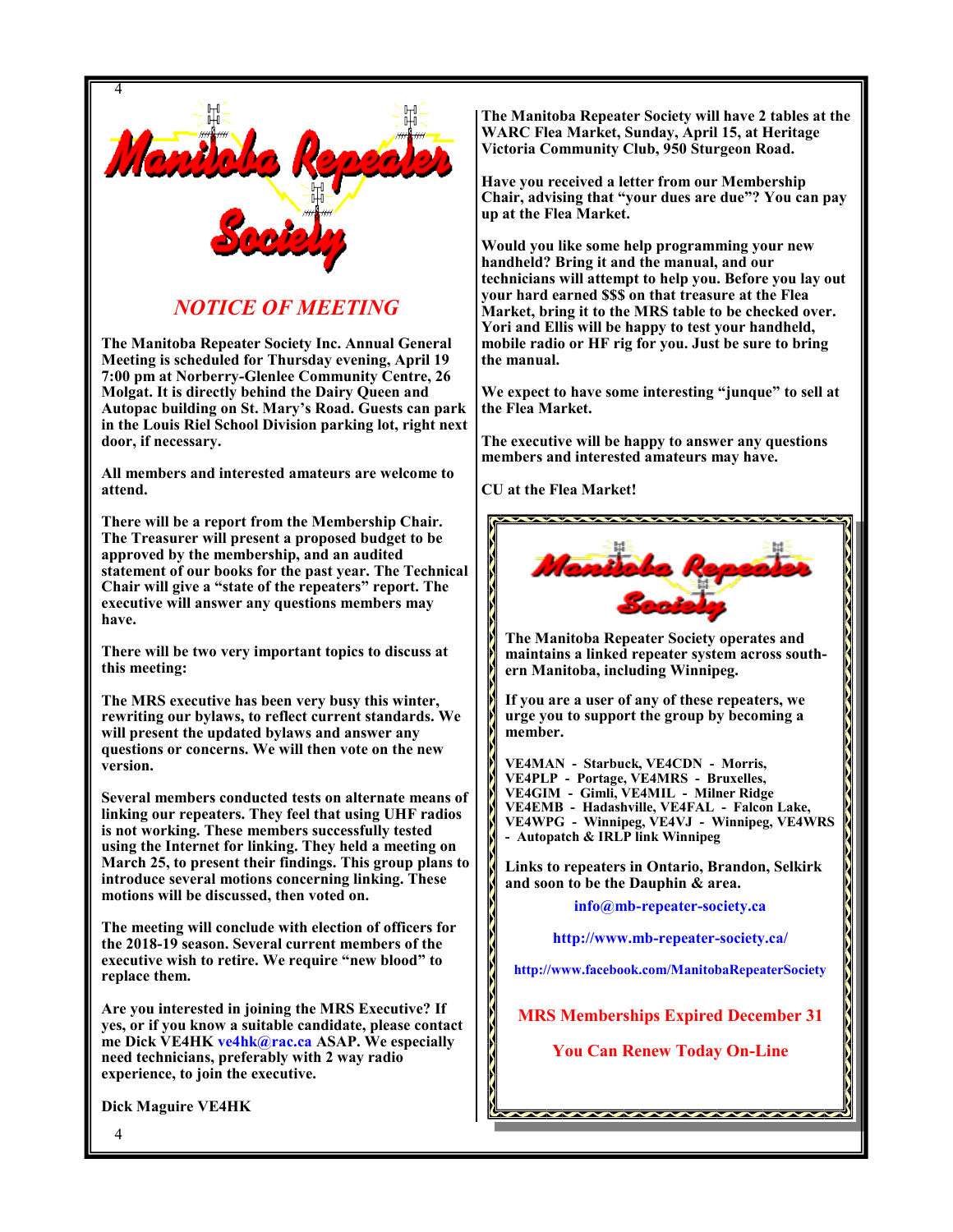# Manitoba Repeater Society

## *NOTICE OF MEETING*

**The Manitoba Repeater Society Inc. Annual General Meeting is scheduled for Thursday evening, April 19 7:00 pm at Norberry-Glenlee Community Centre, 26 Molgat. It is directly behind the Dairy Queen and Autopac building on St. Mary's Road. Guests can park in the Louis Riel School Division parking lot, right next door, if necessary.**

**All members and interested amateurs are welcome to attend.**

**There will be a report from the Membership Chair. The Treasurer will present a proposed budget to be approved by the membership, and an audited statement of our books for the past year. The Technical Chair will give a "state of the repeaters" report. The executive will answer any questions members may have.**

**There will be two very important topics to discuss at this meeting:**

**The MRS executive has been very busy this winter, rewriting our bylaws, to reflect current standards. We will present the updated bylaws and answer any questions or concerns. We will then vote on the new version.**

**Several members conducted tests on alternate means of linking our repeaters. They feel that using UHF radios is not working. These members successfully tested using the Internet for linking. They held a meeting on March 25, to present their findings. This group plans to introduce several motions concerning linking. These motions will be discussed, then voted on.**

**The meeting will conclude with election of officers for the 2018-19 season. Several current members of the executive wish to retire. We require "new blood" to replace them.**

**Are you interested in joining the MRS Executive? If yes, or if you know a suitable candidate, please contact me Dick VE4HK ve4hk@rac.ca ASAP. We especially need technicians, preferably with 2 way radio experience, to join the executive.**

**Dick Maguire VE4HK**

**The Manitoba Repeater Society will have 2 tables at the WARC Flea Market, Sunday, April 15, at Heritage Victoria Community Club, 950 Sturgeon Road.**

**Have you received a letter from our Membership Chair, advising that "your dues are due"? You can pay up at the Flea Market.**

**Would you like some help programming your new handheld? Bring it and the manual, and our technicians will attempt to help you. Before you lay out your hard earned $$$ on that treasure at the Flea Market, bring it to the MRS table to be checked over. Yori and Ellis will be happy to test your handheld, mobile radio or HF rig for you. Just be sure to bring the manual.**

**We expect to have some interesting "junque" to sell at the Flea Market.**

**The executive will be happy to answer any questions members and interested amateurs may have.**

**CU at the Flea Market!**

---

**Manitoba Repeater Society**

**The Manitoba Repeater Society operates and maintains a linked repeater system across southern Manitoba, including Winnipeg.**

**If you are a user of any of these repeaters, we urge you to support the group by becoming a member.**

**VE4MAN - Starbuck, VE4CDN - Morris, VE4PLP - Portage, VE4MRS - Bruxelles, VE4GIM - Gimli, VE4MIL - Milner Ridge VE4EMB - Hadashville, VE4FAL - Falcon Lake, VE4WPG - Winnipeg, VE4VJ - Winnipeg, VE4WRS - Autopatch & IRLP link Winnipeg**

**Links to repeaters in Ontario, Brandon, Selkirk and soon to be the Dauphin & area.**

**info@mb-repeater-society.ca**

**http://www.mb-repeater-society.ca/**

**http://www.facebook.com/ManitobaRepeaterSociety**

**MRS Memberships Expired December 31**

**You Can Renew Today On-Line**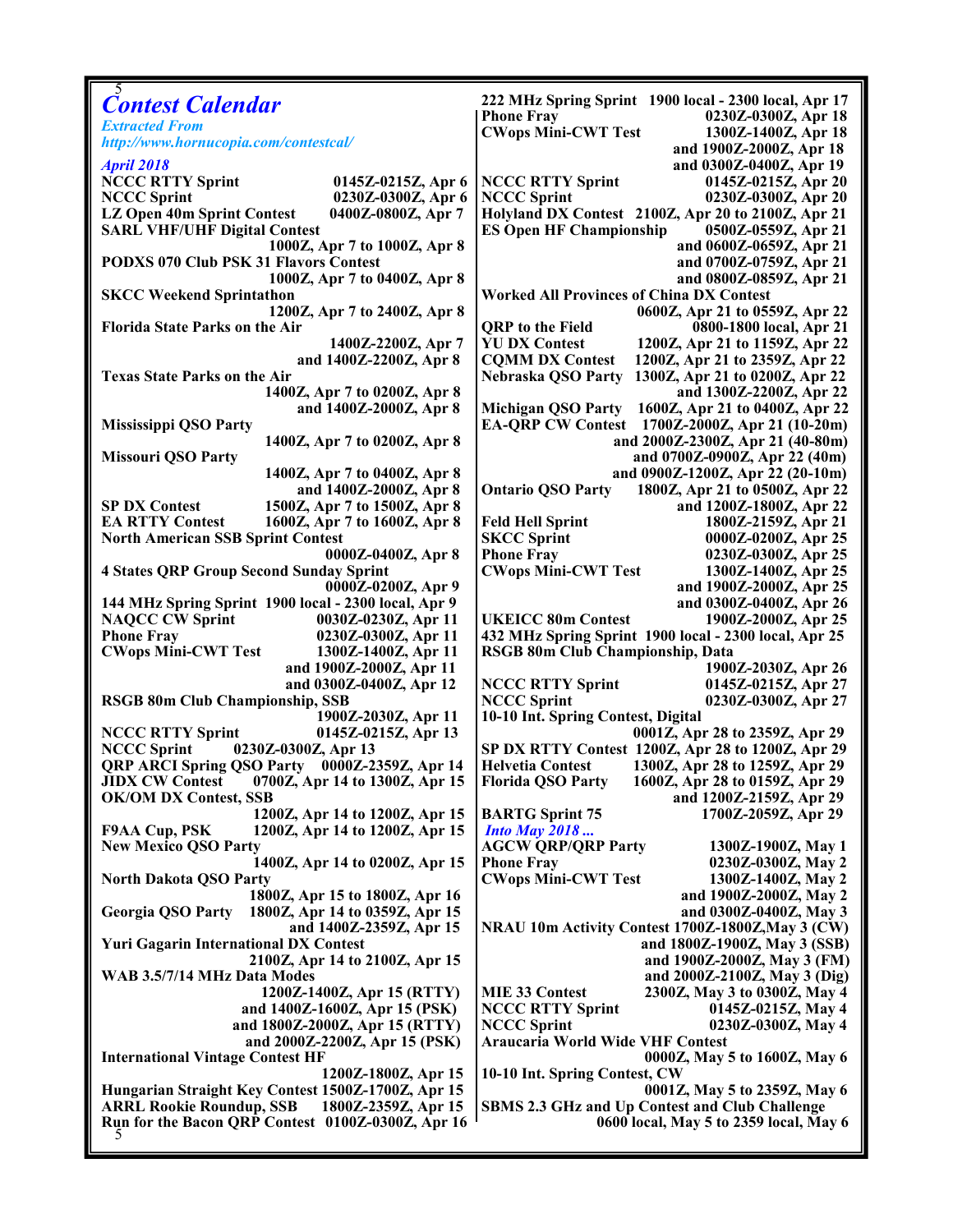# Contest Calendar

*Extracted From http://www.hornucopia.com/contestcal/*

*April 2018*

**NCCC RTTY Sprint** 0145Z-0215Z, Apr 6
**NCCC Sprint** 0230Z-0300Z, Apr 6
**LZ Open 40m Sprint Contest** 0400Z-0800Z, Apr 7
**SARL VHF/UHF Digital Contest** 1000Z, Apr 7 to 1000Z, Apr 8
**PODXS 070 Club PSK 31 Flavors Contest** 1000Z, Apr 7 to 0400Z, Apr 8
**SKCC Weekend Sprintathon** 1200Z, Apr 7 to 2400Z, Apr 8
**Florida State Parks on the Air** 1400Z-2200Z, Apr 7 and 1400Z-2200Z, Apr 8
**Texas State Parks on the Air** 1400Z, Apr 7 to 0200Z, Apr 8 and 1400Z-2000Z, Apr 8
**Mississippi QSO Party** 1400Z, Apr 7 to 0200Z, Apr 8
**Missouri QSO Party** 1400Z, Apr 7 to 0400Z, Apr 8 and 1400Z-2000Z, Apr 8
**SP DX Contest** 1500Z, Apr 7 to 1500Z, Apr 8
**EA RTTY Contest** 1600Z, Apr 7 to 1600Z, Apr 8
**North American SSB Sprint Contest** 0000Z-0400Z, Apr 8
**4 States QRP Group Second Sunday Sprint** 0000Z-0200Z, Apr 9
**144 MHz Spring Sprint** 1900 local - 2300 local, Apr 9
**NAQCC CW Sprint** 0030Z-0230Z, Apr 11
**Phone Fray** 0230Z-0300Z, Apr 11
**CWops Mini-CWT Test** 1300Z-1400Z, Apr 11 and 1900Z-2000Z, Apr 11 and 0300Z-0400Z, Apr 12
**RSGB 80m Club Championship, SSB** 1900Z-2030Z, Apr 11
**NCCC RTTY Sprint** 0145Z-0215Z, Apr 13
**NCCC Sprint** 0230Z-0300Z, Apr 13
**QRP ARCI Spring QSO Party** 0000Z-2359Z, Apr 14
**JIDX CW Contest** 0700Z, Apr 14 to 1300Z, Apr 15
**OK/OM DX Contest, SSB** 1200Z, Apr 14 to 1200Z, Apr 15
**F9AA Cup, PSK** 1200Z, Apr 14 to 1200Z, Apr 15
**New Mexico QSO Party** 1400Z, Apr 14 to 0200Z, Apr 15
**North Dakota QSO Party** 1800Z, Apr 15 to 1800Z, Apr 16
**Georgia QSO Party** 1800Z, Apr 14 to 0359Z, Apr 15 and 1400Z-2359Z, Apr 15
**Yuri Gagarin International DX Contest** 2100Z, Apr 14 to 2100Z, Apr 15
**WAB 3.5/7/14 MHz Data Modes** 1200Z-1400Z, Apr 15 (RTTY) and 1400Z-1600Z, Apr 15 (PSK) and 1800Z-2000Z, Apr 15 (RTTY) and 2000Z-2200Z, Apr 15 (PSK)
**International Vintage Contest HF** 1200Z-1800Z, Apr 15
**Hungarian Straight Key Contest** 1500Z-1700Z, Apr 15
**ARRL Rookie Roundup, SSB** 1800Z-2359Z, Apr 15
**Run for the Bacon QRP Contest** 0100Z-0300Z, Apr 16
**222 MHz Spring Sprint** 1900 local - 2300 local, Apr 17
**Phone Fray** 0230Z-0300Z, Apr 18
**CWops Mini-CWT Test** 1300Z-1400Z, Apr 18 and 1900Z-2000Z, Apr 18 and 0300Z-0400Z, Apr 19
**NCCC RTTY Sprint** 0145Z-0215Z, Apr 20
**NCCC Sprint** 0230Z-0300Z, Apr 20
**Holyland DX Contest** 2100Z, Apr 20 to 2100Z, Apr 21
**ES Open HF Championship** 0500Z-0559Z, Apr 21 and 0600Z-0659Z, Apr 21 and 0700Z-0759Z, Apr 21 and 0800Z-0859Z, Apr 21
**Worked All Provinces of China DX Contest** 0600Z, Apr 21 to 0559Z, Apr 22
**QRP to the Field** 0800-1800 local, Apr 21
**YU DX Contest** 1200Z, Apr 21 to 1159Z, Apr 22
**CQMM DX Contest** 1200Z, Apr 21 to 2359Z, Apr 22
**Nebraska QSO Party** 1300Z, Apr 21 to 0200Z, Apr 22 and 1300Z-2200Z, Apr 22
**Michigan QSO Party** 1600Z, Apr 21 to 0400Z, Apr 22
**EA-QRP CW Contest** 1700Z-2000Z, Apr 21 (10-20m) and 2000Z-2300Z, Apr 21 (40-80m) and 0700Z-0900Z, Apr 22 (40m) and 0900Z-1200Z, Apr 22 (20-10m)
**Ontario QSO Party** 1800Z, Apr 21 to 0500Z, Apr 22 and 1200Z-1800Z, Apr 22
**Feld Hell Sprint** 1800Z-2159Z, Apr 21
**SKCC Sprint** 0000Z-0200Z, Apr 25
**Phone Fray** 0230Z-0300Z, Apr 25
**CWops Mini-CWT Test** 1300Z-1400Z, Apr 25 and 1900Z-2000Z, Apr 25 and 0300Z-0400Z, Apr 26
**UKEICC 80m Contest** 1900Z-2000Z, Apr 25
**432 MHz Spring Sprint** 1900 local - 2300 local, Apr 25
**RSGB 80m Club Championship, Data** 1900Z-2030Z, Apr 26
**NCCC RTTY Sprint** 0145Z-0215Z, Apr 27
**NCCC Sprint** 0230Z-0300Z, Apr 27
**10-10 Int. Spring Contest, Digital** 0001Z, Apr 28 to 2359Z, Apr 29
**SP DX RTTY Contest** 1200Z, Apr 28 to 1200Z, Apr 29
**Helvetia Contest** 1300Z, Apr 28 to 1259Z, Apr 29
**Florida QSO Party** 1600Z, Apr 28 to 0159Z, Apr 29 and 1200Z-2159Z, Apr 29
**BARTG Sprint 75** 1700Z-2059Z, Apr 29

*Into May 2018 ...*

**AGCW QRP/QRP Party** 1300Z-1900Z, May 1
**Phone Fray** 0230Z-0300Z, May 2
**CWops Mini-CWT Test** 1300Z-1400Z, May 2 and 1900Z-2000Z, May 2 and 0300Z-0400Z, May 3
**NRAU 10m Activity Contest** 1700Z-1800Z,May 3 (CW) and 1800Z-1900Z, May 3 (SSB) and 1900Z-2000Z, May 3 (FM) and 2000Z-2100Z, May 3 (Dig)
**MIE 33 Contest** 2300Z, May 3 to 0300Z, May 4
**NCCC RTTY Sprint** 0145Z-0215Z, May 4
**NCCC Sprint** 0230Z-0300Z, May 4
**Araucaria World Wide VHF Contest** 0000Z, May 5 to 1600Z, May 6
**10-10 Int. Spring Contest, CW** 0001Z, May 5 to 2359Z, May 6
**SBMS 2.3 GHz and Up Contest and Club Challenge** 0600 local, May 5 to 2359 local, May 6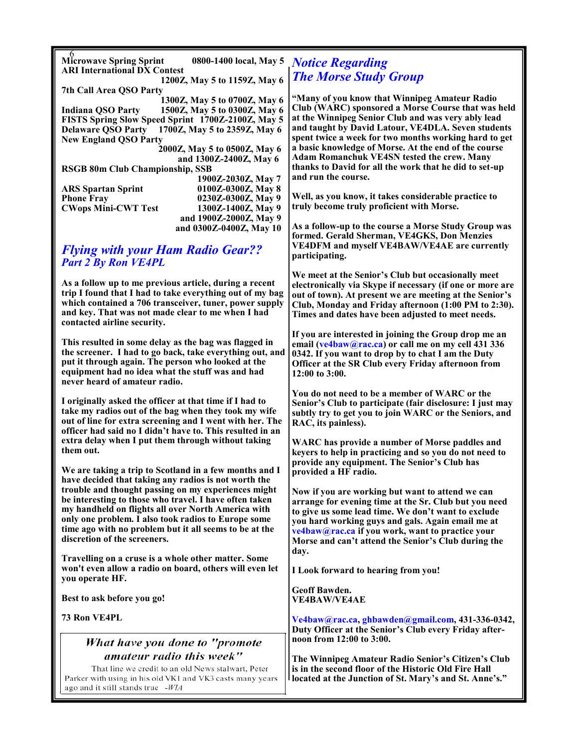**Microwave Spring Sprint** 0800-1400 local, May 5
**ARI International DX Contest** 1200Z, May 5 to 1159Z, May 6
**7th Call Area QSO Party** 1300Z, May 5 to 0700Z, May 6
**Indiana QSO Party** 1500Z, May 5 to 0300Z, May 6
**FISTS Spring Slow Speed Sprint** 1700Z-2100Z, May 5
**Delaware QSO Party** 1700Z, May 5 to 2359Z, May 6
**New England QSO Party** 2000Z, May 5 to 0500Z, May 6 and 1300Z-2400Z, May 6
**RSGB 80m Club Championship, SSB** 1900Z-2030Z, May 7
**ARS Spartan Sprint** 0100Z-0300Z, May 8
**Phone Fray** 0230Z-0300Z, May 9
**CWops Mini-CWT Test** 1300Z-1400Z, May 9 and 1900Z-2000Z, May 9 and 0300Z-0400Z, May 10

## *Flying with your Ham Radio Gear??*

### *Part 2 By Ron VE4PL*

As a follow up to me previous article, during a recent trip I found that I had to take everything out of my bag which contained a 706 transceiver, tuner, power supply and key. That was not made clear to me when I had contacted airline security.

This resulted in some delay as the bag was flagged in the screener. I had to go back, take everything out, and put it through again. The person who looked at the equipment had no idea what the stuff was and had never heard of amateur radio.

I originally asked the officer at that time if I had to take my radios out of the bag when they took my wife out of line for extra screening and I went with her. The officer had said no I didn't have to. This resulted in an extra delay when I put them through without taking them out.

We are taking a trip to Scotland in a few months and I have decided that taking any radios is not worth the trouble and thought passing on my experiences might be interesting to those who travel. I have often taken my handheld on flights all over North America with only one problem. I also took radios to Europe some time ago with no problem but it all seems to be at the discretion of the screeners.

Travelling on a cruse is a whole other matter. Some won't even allow a radio on board, others will even let you operate HF.

Best to ask before you go!

73 Ron VE4PL

> *What have you done to "promote amateur radio this week"*
>
> That line we credit to an old News stalwart, Peter Parker with using in his old VK1 and VK3 casts many years ago and it still stands true -*WIA*

## *Notice Regarding The Morse Study Group*

"Many of you know that Winnipeg Amateur Radio Club (WARC) sponsored a Morse Course that was held at the Winnipeg Senior Club and was very ably lead and taught by David Latour, VE4DLA. Seven students spent twice a week for two months working hard to get a basic knowledge of Morse. At the end of the course Adam Romanchuk VE4SN tested the crew. Many thanks to David for all the work that he did to set-up and run the course.

Well, as you know, it takes considerable practice to truly become truly proficient with Morse.

As a follow-up to the course a Morse Study Group was formed. Gerald Sherman, VE4GKS, Don Menzies VE4DFM and myself VE4BAW/VE4AE are currently participating.

We meet at the Senior's Club but occasionally meet electronically via Skype if necessary (if one or more are out of town). At present we are meeting at the Senior's Club, Monday and Friday afternoon (1:00 PM to 2:30). Times and dates have been adjusted to meet needs.

If you are interested in joining the Group drop me an email (ve4baw@rac.ca) or call me on my cell 431 336 0342. If you want to drop by to chat I am the Duty Officer at the SR Club every Friday afternoon from 12:00 to 3:00.

You do not need to be a member of WARC or the Senior's Club to participate (fair disclosure: I just may subtly try to get you to join WARC or the Seniors, and RAC, its painless).

WARC has provide a number of Morse paddles and keyers to help in practicing and so you do not need to provide any equipment. The Senior's Club has provided a HF radio.

Now if you are working but want to attend we can arrange for evening time at the Sr. Club but you need to give us some lead time. We don't want to exclude you hard working guys and gals. Again email me at ve4baw@rac.ca if you work, want to practice your Morse and can't attend the Senior's Club during the day.

I Look forward to hearing from you!

Geoff Bawden.
VE4BAW/VE4AE

Ve4baw@rac.ca, ghbawden@gmail.com, 431-336-0342, Duty Officer at the Senior's Club every Friday afternoon from 12:00 to 3:00.

The Winnipeg Amateur Radio Senior's Citizen's Club is in the second floor of the Historic Old Fire Hall located at the Junction of St. Mary's and St. Anne's."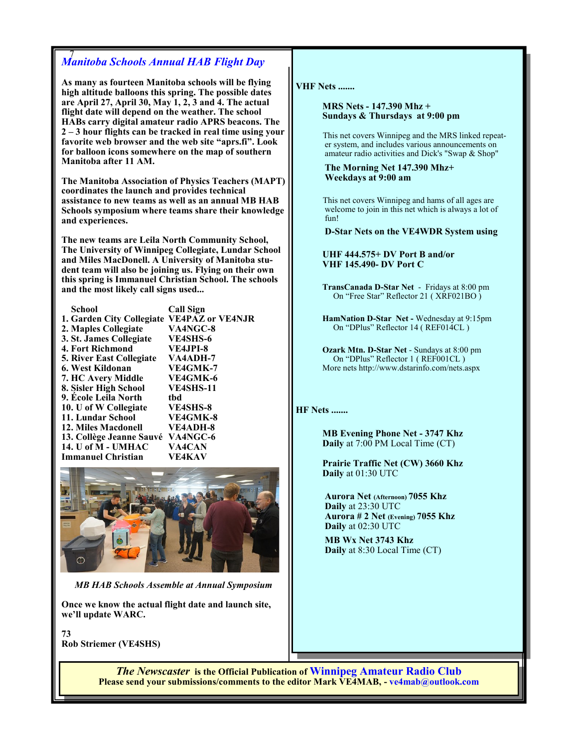## *Manitoba Schools Annual HAB Flight Day*

**As many as fourteen Manitoba schools will be flying high altitude balloons this spring. The possible dates are April 27, April 30, May 1, 2, 3 and 4. The actual flight date will depend on the weather. The school HABs carry digital amateur radio APRS beacons. The 2 – 3 hour flights can be tracked in real time using your favorite web browser and the web site "aprs.fi". Look for balloon icons somewhere on the map of southern Manitoba after 11 AM.**

**The Manitoba Association of Physics Teachers (MAPT) coordinates the launch and provides technical assistance to new teams as well as an annual MB HAB Schools symposium where teams share their knowledge and experiences.**

**The new teams are Leila North Community School, The University of Winnipeg Collegiate, Lundar School and Miles MacDonell. A University of Manitoba student team will also be joining us. Flying on their own this spring is Immanuel Christian School. The schools and the most likely call signs used...**

| School | Call Sign |
|---|---|
| 1. Garden City Collegiate | VE4PAZ or VE4NJR |
| 2. Maples Collegiate | VA4NGC-8 |
| 3. St. James Collegiate | VE4SHS-6 |
| 4. Fort Richmond | VE4JPI-8 |
| 5. River East Collegiate | VA4ADH-7 |
| 6. West Kildonan | VE4GMK-7 |
| 7. HC Avery Middle | VE4GMK-6 |
| 8. Sisler High School | VE4SHS-11 |
| 9. École Leila North | tbd |
| 10. U of W Collegiate | VE4SHS-8 |
| 11. Lundar School | VE4GMK-8 |
| 12. Miles Macdonell | VE4ADH-8 |
| 13. Collège Jeanne Sauvé | VA4NGC-6 |
| 14. U of M - UMHAC | VA4CAN |
| Immanuel Christian | VE4KAV |

*MB HAB Schools Assemble at Annual Symposium*

**Once we know the actual flight date and launch site, we'll update WARC.**

**73**
**Rob Striemer (VE4SHS)**

**VHF Nets .......**

**MRS Nets - 147.390 Mhz +**
**Sundays & Thursdays at 9:00 pm**

This net covers Winnipeg and the MRS linked repeater system, and includes various announcements on amateur radio activities and Dick's "Swap & Shop"

**The Morning Net 147.390 Mhz+**
**Weekdays at 9:00 am**

This net covers Winnipeg and hams of all ages are welcome to join in this net which is always a lot of fun!

**D-Star Nets on the VE4WDR System using**

**UHF 444.575+ DV Port B and/or**
**VHF 145.490- DV Port C**

**TransCanada D-Star Net** - Fridays at 8:00 pm
On "Free Star" Reflector 21 ( XRF021BO )

**HamNation D-Star Net -** Wednesday at 9:15pm
On "DPlus" Reflector 14 ( REF014CL )

**Ozark Mtn. D-Star Net** - Sundays at 8:00 pm
On "DPlus" Reflector 1 ( REF001CL )
More nets http://www.dstarinfo.com/nets.aspx

**HF Nets .......**

**MB Evening Phone Net - 3747 Khz**
**Daily** at 7:00 PM Local Time (CT)

**Prairie Traffic Net (CW) 3660 Khz**
**Daily** at 01:30 UTC

**Aurora Net (Afternoon) 7055 Khz**
**Daily** at 23:30 UTC
**Aurora # 2 Net (Evening) 7055 Khz**
**Daily** at 02:30 UTC

**MB Wx Net 3743 Khz**
**Daily** at 8:30 Local Time (CT)

***The Newscaster* is the Official Publication of Winnipeg Amateur Radio Club**
**Please send your submissions/comments to the editor Mark VE4MAB, - ve4mab@outlook.com**